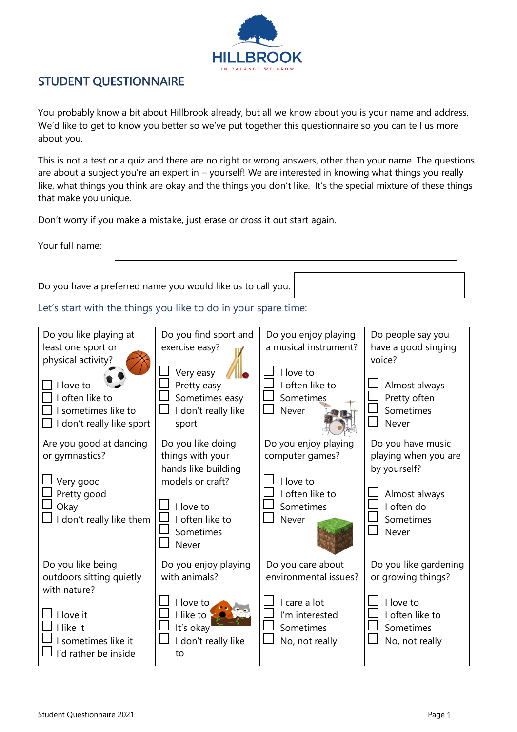HILLBROOK

IN BALANCE WE GROW

## STUDENT QUESTIONNAIRE

You probably know a bit about Hillbrook already, but all we know about you is your name and address. We'd like to get to know you better so we've put together this questionnaire so you can tell us more about you.

This is not a test or a quiz and there are no right or wrong answers, other than your name. The questions are about a subject you're an expert in – yourself! We are interested in knowing what things you really like, what things you think are okay and the things you don't like. It's the special mixture of these things that make you unique.

Don't worry if you make a mistake, just erase or cross it out start again.

Your full name:

Do you have a preferred name you would like us to call you:

### Let's start with the things you like to do in your spare time:

| Do you like playing at least one sport or physical activity? | Do you find sport and exercise easy? | Do you enjoy playing a musical instrument? | Do people say you have a good singing voice? |
|---|---|---|---|
| ☐ I love to<br>☐ I often like to<br>☐ I sometimes like to<br>☐ I don't really like sport | ☐ Very easy<br>☐ Pretty easy<br>☐ Sometimes easy<br>☐ I don't really like sport | ☐ I love to<br>☐ I often like to<br>☐ Sometimes<br>☐ Never | ☐ Almost always<br>☐ Pretty often<br>☐ Sometimes<br>☐ Never |
| **Are you good at dancing or gymnastics?** | **Do you like doing things with your hands like building models or craft?** | **Do you enjoy playing computer games?** | **Do you have music playing when you are by yourself?** |
| ☐ Very good<br>☐ Pretty good<br>☐ Okay<br>☐ I don't really like them | ☐ I love to<br>☐ I often like to<br>☐ Sometimes<br>☐ Never | ☐ I love to<br>☐ I often like to<br>☐ Sometimes<br>☐ Never | ☐ Almost always<br>☐ I often do<br>☐ Sometimes<br>☐ Never |
| **Do you like being outdoors sitting quietly with nature?** | **Do you enjoy playing with animals?** | **Do you care about environmental issues?** | **Do you like gardening or growing things?** |
| ☐ I love it<br>☐ I like it<br>☐ I sometimes like it<br>☐ I'd rather be inside | ☐ I love to<br>☐ I like to<br>☐ It's okay<br>☐ I don't really like to | ☐ I care a lot<br>☐ I'm interested<br>☐ Sometimes<br>☐ No, not really | ☐ I love to<br>☐ I often like to<br>☐ Sometimes<br>☐ No, not really |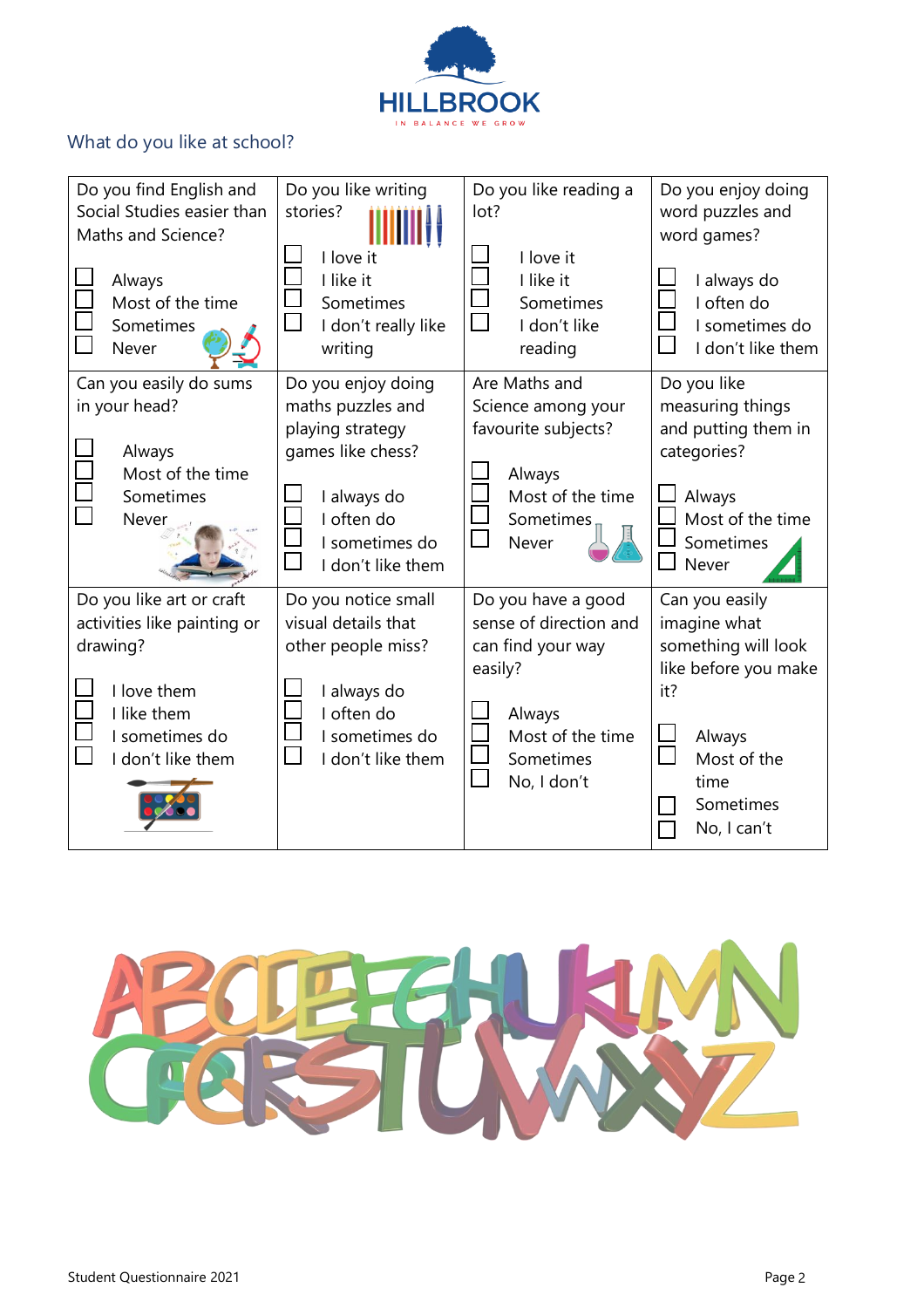HILLBROOK

IN BALANCE WE GROW

## What do you like at school?

| Do you find English and Social Studies easier than Maths and Science? | Do you like writing stories? | Do you like reading a lot? | Do you enjoy doing word puzzles and word games? |
|---|---|---|---|
| ☐ Always<br>☐ Most of the time<br>☐ Sometimes<br>☐ Never | ☐ I love it<br>☐ I like it<br>☐ Sometimes<br>☐ I don't really like writing | ☐ I love it<br>☐ I like it<br>☐ Sometimes<br>☐ I don't like reading | ☐ I always do<br>☐ I often do<br>☐ I sometimes do<br>☐ I don't like them |
| **Can you easily do sums in your head?** | **Do you enjoy doing maths puzzles and playing strategy games like chess?** | **Are Maths and Science among your favourite subjects?** | **Do you like measuring things and putting them in categories?** |
| ☐ Always<br>☐ Most of the time<br>☐ Sometimes<br>☐ Never | ☐ I always do<br>☐ I often do<br>☐ I sometimes do<br>☐ I don't like them | ☐ Always<br>☐ Most of the time<br>☐ Sometimes<br>☐ Never | ☐ Always<br>☐ Most of the time<br>☐ Sometimes<br>☐ Never |
| **Do you like art or craft activities like painting or drawing?** | **Do you notice small visual details that other people miss?** | **Do you have a good sense of direction and can find your way easily?** | **Can you easily imagine what something will look like before you make it?** |
| ☐ I love them<br>☐ I like them<br>☐ I sometimes do<br>☐ I don't like them | ☐ I always do<br>☐ I often do<br>☐ I sometimes do<br>☐ I don't like them | ☐ Always<br>☐ Most of the time<br>☐ Sometimes<br>☐ No, I don't | ☐ Always<br>☐ Most of the time<br>☐ Sometimes<br>☐ No, I can't |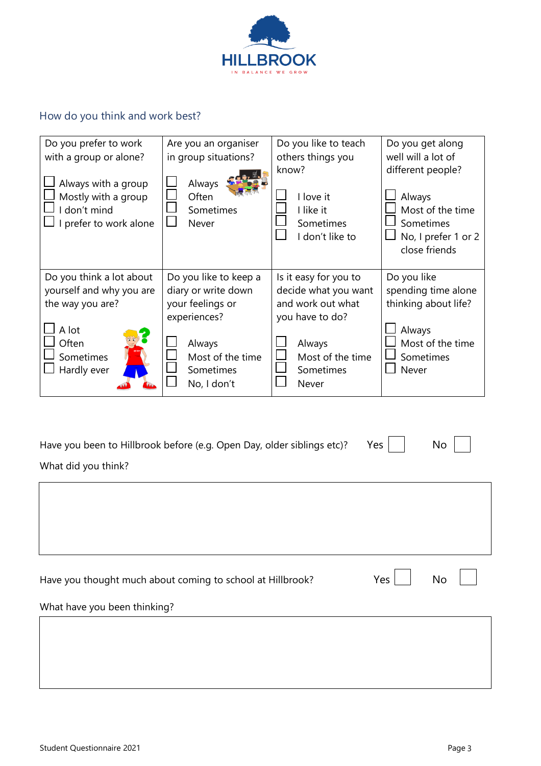HILLBROOK

IN BALANCE WE GROW

## How do you think and work best?

| Do you prefer to work with a group or alone? | Are you an organiser in group situations? | Do you like to teach others things you know? | Do you get along well will a lot of different people? |
|---|---|---|---|
| ☐ Always with a group<br>☐ Mostly with a group<br>☐ I don't mind<br>☐ I prefer to work alone | ☐ Always<br>☐ Often<br>☐ Sometimes<br>☐ Never | ☐ I love it<br>☐ I like it<br>☐ Sometimes<br>☐ I don't like to | ☐ Always<br>☐ Most of the time<br>☐ Sometimes<br>☐ No, I prefer 1 or 2 close friends |
| **Do you think a lot about yourself and why you are the way you are?** | **Do you like to keep a diary or write down your feelings or experiences?** | **Is it easy for you to decide what you want and work out what you have to do?** | **Do you like spending time alone thinking about life?** |
| ☐ A lot<br>☐ Often<br>☐ Sometimes<br>☐ Hardly ever | ☐ Always<br>☐ Most of the time<br>☐ Sometimes<br>☐ No, I don't | ☐ Always<br>☐ Most of the time<br>☐ Sometimes<br>☐ Never | ☐ Always<br>☐ Most of the time<br>☐ Sometimes<br>☐ Never |

Have you been to Hillbrook before (e.g. Open Day, older siblings etc)? Yes ☐ No ☐

What did you think?

&nbsp;

Have you thought much about coming to school at Hillbrook? Yes ☐ No ☐

What have you been thinking?

&nbsp;

Student Questionnaire 2021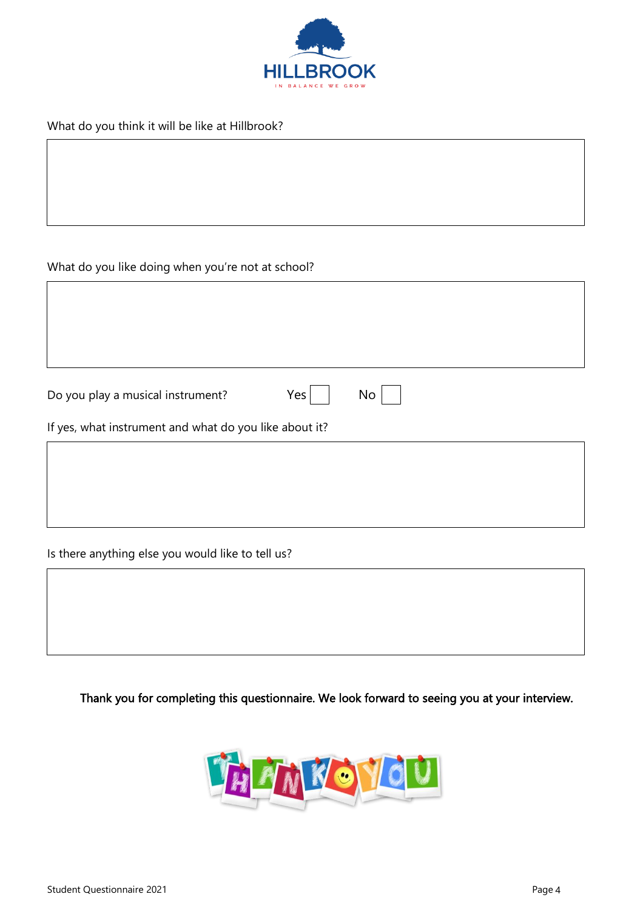HILLBROOK

IN BALANCE WE GROW

What do you think it will be like at Hillbrook?

What do you like doing when you're not at school?

Do you play a musical instrument? Yes ☐ No ☐

If yes, what instrument and what do you like about it?

Is there anything else you would like to tell us?

**Thank you for completing this questionnaire. We look forward to seeing you at your interview.**